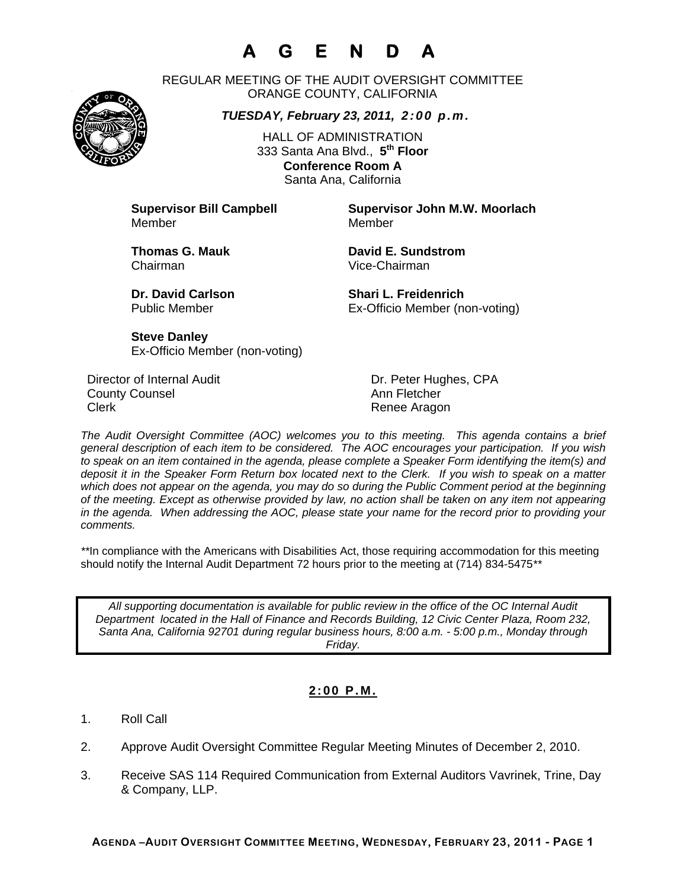# A G E N D A

REGULAR MEETING OF THE AUDIT OVERSIGHT COMMITTEE
ORANGE COUNTY, CALIFORNIA

***TUESDAY, February 23, 2011, 2:00 p.m.***

HALL OF ADMINISTRATION
333 Santa Ana Blvd., **5th Floor**
**Conference Room A**
Santa Ana, California

**Supervisor Bill Campbell**
Member

**Supervisor John M.W. Moorlach**
Member

**Thomas G. Mauk**
Chairman

**David E. Sundstrom**
Vice-Chairman

**Dr. David Carlson**
Public Member

**Shari L. Freidenrich**
Ex-Officio Member (non-voting)

**Steve Danley**
Ex-Officio Member (non-voting)

Director of Internal Audit — Dr. Peter Hughes, CPA
County Counsel — Ann Fletcher
Clerk — Renee Aragon

*The Audit Oversight Committee (AOC) welcomes you to this meeting. This agenda contains a brief general description of each item to be considered. The AOC encourages your participation. If you wish to speak on an item contained in the agenda, please complete a Speaker Form identifying the item(s) and deposit it in the Speaker Form Return box located next to the Clerk. If you wish to speak on a matter which does not appear on the agenda, you may do so during the Public Comment period at the beginning of the meeting. Except as otherwise provided by law, no action shall be taken on any item not appearing in the agenda. When addressing the AOC, please state your name for the record prior to providing your comments.*

**In compliance with the Americans with Disabilities Act, those requiring accommodation for this meeting should notify the Internal Audit Department 72 hours prior to the meeting at (714) 834-5475**

*All supporting documentation is available for public review in the office of the OC Internal Audit Department located in the Hall of Finance and Records Building, 12 Civic Center Plaza, Room 232, Santa Ana, California 92701 during regular business hours, 8:00 a.m. - 5:00 p.m., Monday through Friday.*

**2:00 P.M.**

1. Roll Call
2. Approve Audit Oversight Committee Regular Meeting Minutes of December 2, 2010.
3. Receive SAS 114 Required Communication from External Auditors Vavrinek, Trine, Day & Company, LLP.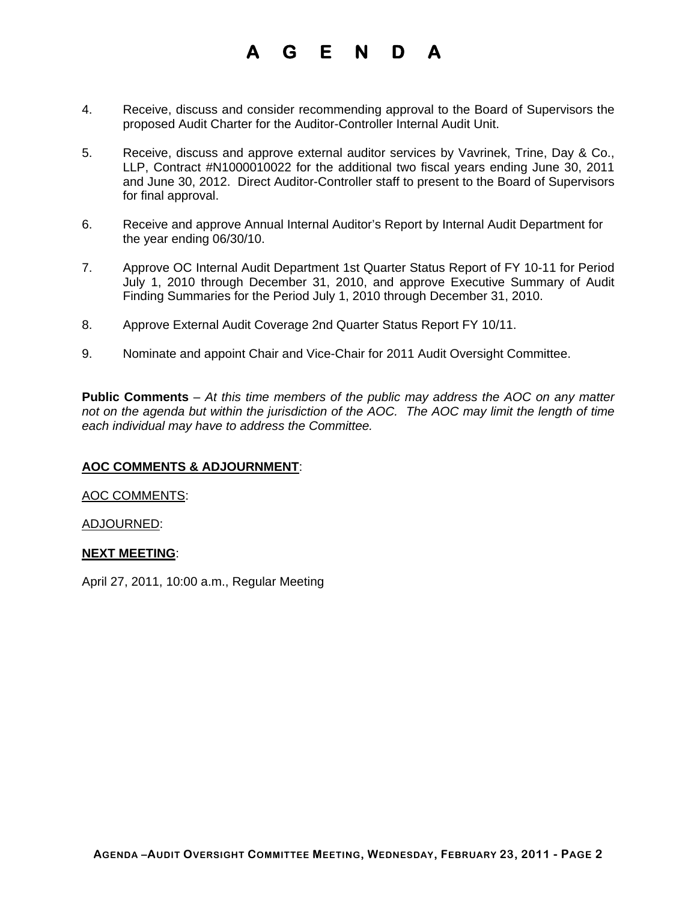# A G E N D A

4. Receive, discuss and consider recommending approval to the Board of Supervisors the proposed Audit Charter for the Auditor-Controller Internal Audit Unit.

5. Receive, discuss and approve external auditor services by Vavrinek, Trine, Day & Co., LLP, Contract #N1000010022 for the additional two fiscal years ending June 30, 2011 and June 30, 2012. Direct Auditor-Controller staff to present to the Board of Supervisors for final approval.

6. Receive and approve Annual Internal Auditor's Report by Internal Audit Department for the year ending 06/30/10.

7. Approve OC Internal Audit Department 1st Quarter Status Report of FY 10-11 for Period July 1, 2010 through December 31, 2010, and approve Executive Summary of Audit Finding Summaries for the Period July 1, 2010 through December 31, 2010.

8. Approve External Audit Coverage 2nd Quarter Status Report FY 10/11.

9. Nominate and appoint Chair and Vice-Chair for 2011 Audit Oversight Committee.

**Public Comments** – *At this time members of the public may address the AOC on any matter not on the agenda but within the jurisdiction of the AOC. The AOC may limit the length of time each individual may have to address the Committee.*

**AOC COMMENTS & ADJOURNMENT**:

AOC COMMENTS:

ADJOURNED:

**NEXT MEETING**:

April 27, 2011, 10:00 a.m., Regular Meeting